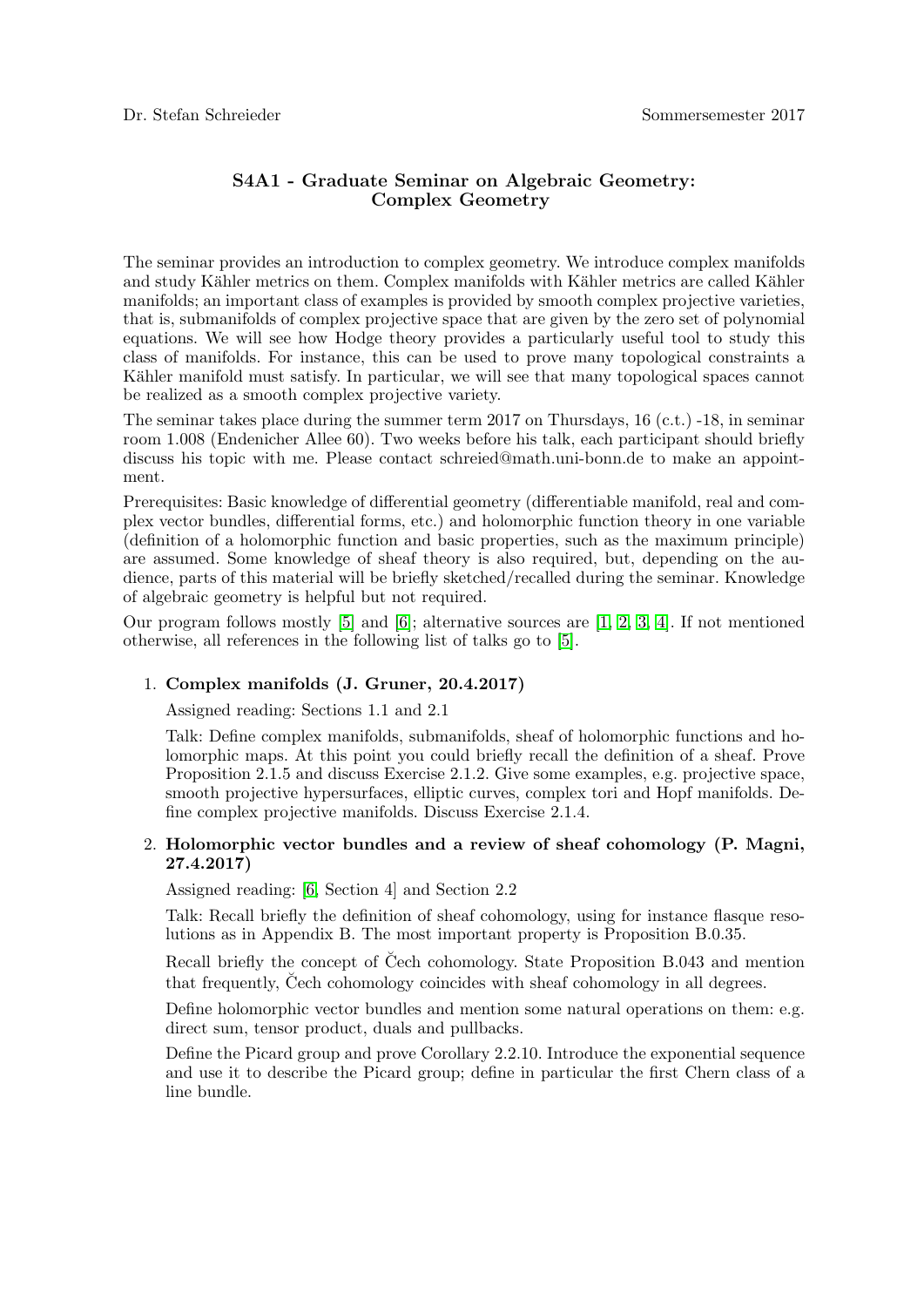Dr. Stefan Schreieder Sommersemester 2017

# S4A1 - Graduate Seminar on Algebraic Geometry: Complex Geometry

The seminar provides an introduction to complex geometry. We introduce complex manifolds and study Kähler metrics on them. Complex manifolds with Kähler metrics are called Kähler manifolds; an important class of examples is provided by smooth complex projective varieties, that is, submanifolds of complex projective space that are given by the zero set of polynomial equations. We will see how Hodge theory provides a particularly useful tool to study this class of manifolds. For instance, this can be used to prove many topological constraints a Kähler manifold must satisfy. In particular, we will see that many topological spaces cannot be realized as a smooth complex projective variety.

The seminar takes place during the summer term 2017 on Thursdays, 16 (c.t.) -18, in seminar room 1.008 (Endenicher Allee 60). Two weeks before his talk, each participant should briefly discuss his topic with me. Please contact schreied@math.uni-bonn.de to make an appointment.

Prerequisites: Basic knowledge of differential geometry (differentiable manifold, real and complex vector bundles, differential forms, etc.) and holomorphic function theory in one variable (definition of a holomorphic function and basic properties, such as the maximum principle) are assumed. Some knowledge of sheaf theory is also required, but, depending on the audience, parts of this material will be briefly sketched/recalled during the seminar. Knowledge of algebraic geometry is helpful but not required.

Our program follows mostly [5] and [6]; alternative sources are [1, 2, 3, 4]. If not mentioned otherwise, all references in the following list of talks go to [5].

1. **Complex manifolds (J. Gruner, 20.4.2017)**

   Assigned reading: Sections 1.1 and 2.1

   Talk: Define complex manifolds, submanifolds, sheaf of holomorphic functions and holomorphic maps. At this point you could briefly recall the definition of a sheaf. Prove Proposition 2.1.5 and discuss Exercise 2.1.2. Give some examples, e.g. projective space, smooth projective hypersurfaces, elliptic curves, complex tori and Hopf manifolds. Define complex projective manifolds. Discuss Exercise 2.1.4.

2. **Holomorphic vector bundles and a review of sheaf cohomology (P. Magni, 27.4.2017)**

   Assigned reading: [6, Section 4] and Section 2.2

   Talk: Recall briefly the definition of sheaf cohomology, using for instance flasque resolutions as in Appendix B. The most important property is Proposition B.0.35.

   Recall briefly the concept of Čech cohomology. State Proposition B.043 and mention that frequently, Čech cohomology coincides with sheaf cohomology in all degrees.

   Define holomorphic vector bundles and mention some natural operations on them: e.g. direct sum, tensor product, duals and pullbacks.

   Define the Picard group and prove Corollary 2.2.10. Introduce the exponential sequence and use it to describe the Picard group; define in particular the first Chern class of a line bundle.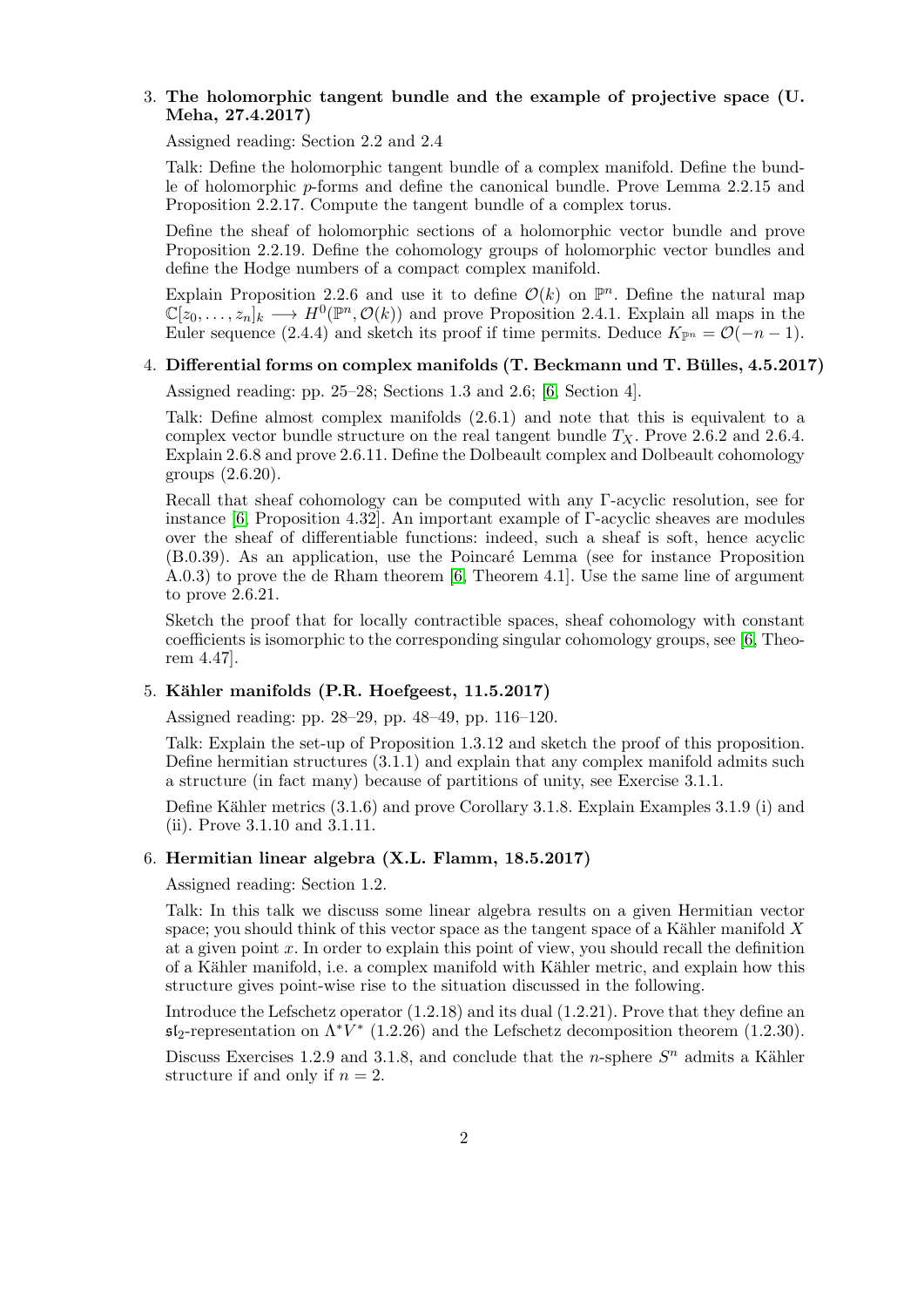3. **The holomorphic tangent bundle and the example of projective space (U. Meha, 27.4.2017)**

   Assigned reading: Section 2.2 and 2.4

   Talk: Define the holomorphic tangent bundle of a complex manifold. Define the bundle of holomorphic $p$-forms and define the canonical bundle. Prove Lemma 2.2.15 and Proposition 2.2.17. Compute the tangent bundle of a complex torus.

   Define the sheaf of holomorphic sections of a holomorphic vector bundle and prove Proposition 2.2.19. Define the cohomology groups of holomorphic vector bundles and define the Hodge numbers of a compact complex manifold.

   Explain Proposition 2.2.6 and use it to define $\mathcal{O}(k)$ on $\mathbb{P}^n$. Define the natural map $\mathbb{C}[z_0,\dots,z_n]_k \longrightarrow H^0(\mathbb{P}^n,\mathcal{O}(k))$ and prove Proposition 2.4.1. Explain all maps in the Euler sequence (2.4.4) and sketch its proof if time permits. Deduce $K_{\mathbb{P}^n} = \mathcal{O}(-n-1)$.

4. **Differential forms on complex manifolds (T. Beckmann und T. Bülles, 4.5.2017)**

   Assigned reading: pp. 25–28; Sections 1.3 and 2.6; [6, Section 4].

   Talk: Define almost complex manifolds (2.6.1) and note that this is equivalent to a complex vector bundle structure on the real tangent bundle $T_X$. Prove 2.6.2 and 2.6.4. Explain 2.6.8 and prove 2.6.11. Define the Dolbeault complex and Dolbeault cohomology groups (2.6.20).

   Recall that sheaf cohomology can be computed with any Γ-acyclic resolution, see for instance [6, Proposition 4.32]. An important example of Γ-acyclic sheaves are modules over the sheaf of differentiable functions: indeed, such a sheaf is soft, hence acyclic (B.0.39). As an application, use the Poincaré Lemma (see for instance Proposition A.0.3) to prove the de Rham theorem [6, Theorem 4.1]. Use the same line of argument to prove 2.6.21.

   Sketch the proof that for locally contractible spaces, sheaf cohomology with constant coefficients is isomorphic to the corresponding singular cohomology groups, see [6, Theorem 4.47].

5. **Kähler manifolds (P.R. Hoefgeest, 11.5.2017)**

   Assigned reading: pp. 28–29, pp. 48–49, pp. 116–120.

   Talk: Explain the set-up of Proposition 1.3.12 and sketch the proof of this proposition. Define hermitian structures (3.1.1) and explain that any complex manifold admits such a structure (in fact many) because of partitions of unity, see Exercise 3.1.1.

   Define Kähler metrics (3.1.6) and prove Corollary 3.1.8. Explain Examples 3.1.9 (i) and (ii). Prove 3.1.10 and 3.1.11.

6. **Hermitian linear algebra (X.L. Flamm, 18.5.2017)**

   Assigned reading: Section 1.2.

   Talk: In this talk we discuss some linear algebra results on a given Hermitian vector space; you should think of this vector space as the tangent space of a Kähler manifold $X$ at a given point $x$. In order to explain this point of view, you should recall the definition of a Kähler manifold, i.e. a complex manifold with Kähler metric, and explain how this structure gives point-wise rise to the situation discussed in the following.

   Introduce the Lefschetz operator (1.2.18) and its dual (1.2.21). Prove that they define an $\mathfrak{sl}_2$-representation on $\Lambda^* V^*$ (1.2.26) and the Lefschetz decomposition theorem (1.2.30).

   Discuss Exercises 1.2.9 and 3.1.8, and conclude that the $n$-sphere $S^n$ admits a Kähler structure if and only if $n = 2$.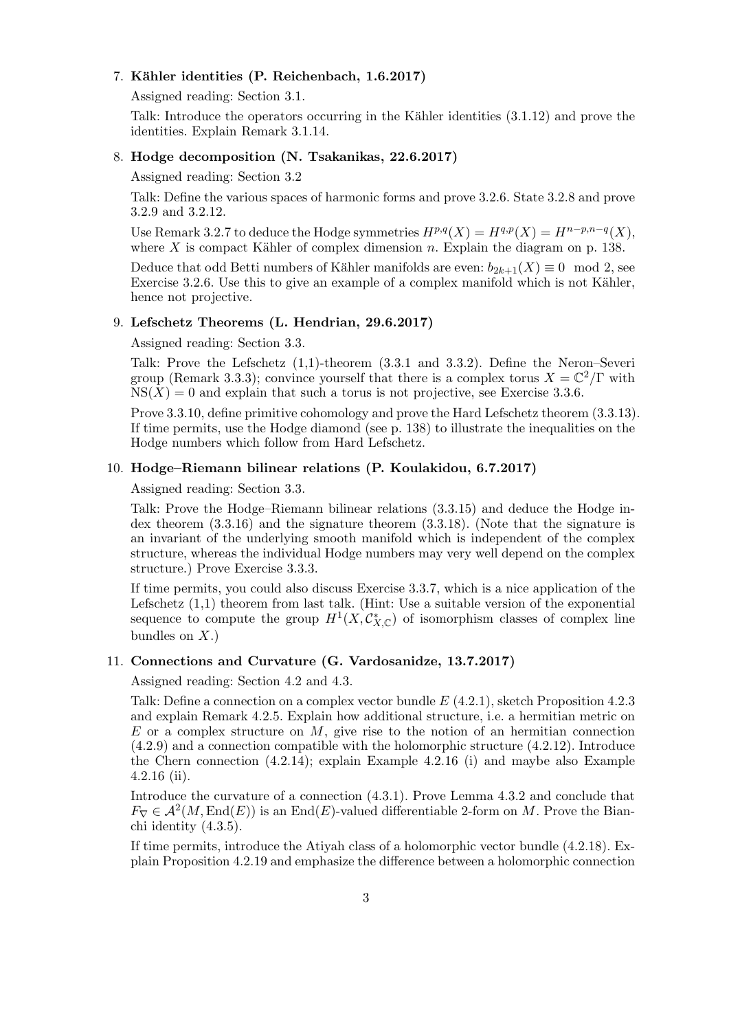7. **Kähler identities (P. Reichenbach, 1.6.2017)**

   Assigned reading: Section 3.1.

   Talk: Introduce the operators occurring in the Kähler identities (3.1.12) and prove the identities. Explain Remark 3.1.14.

8. **Hodge decomposition (N. Tsakanikas, 22.6.2017)**

   Assigned reading: Section 3.2

   Talk: Define the various spaces of harmonic forms and prove 3.2.6. State 3.2.8 and prove 3.2.9 and 3.2.12.

   Use Remark 3.2.7 to deduce the Hodge symmetries $H^{p,q}(X) = H^{q,p}(X) = H^{n-p,n-q}(X)$, where $X$ is compact Kähler of complex dimension $n$. Explain the diagram on p. 138.

   Deduce that odd Betti numbers of Kähler manifolds are even: $b_{2k+1}(X) \equiv 0 \mod 2$, see Exercise 3.2.6. Use this to give an example of a complex manifold which is not Kähler, hence not projective.

9. **Lefschetz Theorems (L. Hendrian, 29.6.2017)**

   Assigned reading: Section 3.3.

   Talk: Prove the Lefschetz (1,1)-theorem (3.3.1 and 3.3.2). Define the Neron–Severi group (Remark 3.3.3); convince yourself that there is a complex torus $X = \mathbb{C}^2/\Gamma$ with $\mathrm{NS}(X) = 0$ and explain that such a torus is not projective, see Exercise 3.3.6.

   Prove 3.3.10, define primitive cohomology and prove the Hard Lefschetz theorem (3.3.13). If time permits, use the Hodge diamond (see p. 138) to illustrate the inequalities on the Hodge numbers which follow from Hard Lefschetz.

10. **Hodge–Riemann bilinear relations (P. Koulakidou, 6.7.2017)**

    Assigned reading: Section 3.3.

    Talk: Prove the Hodge–Riemann bilinear relations (3.3.15) and deduce the Hodge index theorem (3.3.16) and the signature theorem (3.3.18). (Note that the signature is an invariant of the underlying smooth manifold which is independent of the complex structure, whereas the individual Hodge numbers may very well depend on the complex structure.) Prove Exercise 3.3.3.

    If time permits, you could also discuss Exercise 3.3.7, which is a nice application of the Lefschetz (1,1) theorem from last talk. (Hint: Use a suitable version of the exponential sequence to compute the group $H^1(X, \mathcal{C}^*_{X,\mathbb{C}})$ of isomorphism classes of complex line bundles on $X$.)

11. **Connections and Curvature (G. Vardosanidze, 13.7.2017)**

    Assigned reading: Section 4.2 and 4.3.

    Talk: Define a connection on a complex vector bundle $E$ (4.2.1), sketch Proposition 4.2.3 and explain Remark 4.2.5. Explain how additional structure, i.e. a hermitian metric on $E$ or a complex structure on $M$, give rise to the notion of an hermitian connection (4.2.9) and a connection compatible with the holomorphic structure (4.2.12). Introduce the Chern connection (4.2.14); explain Example 4.2.16 (i) and maybe also Example 4.2.16 (ii).

    Introduce the curvature of a connection (4.3.1). Prove Lemma 4.3.2 and conclude that $F_\nabla \in \mathcal{A}^2(M, \mathrm{End}(E))$ is an $\mathrm{End}(E)$-valued differentiable 2-form on $M$. Prove the Bianchi identity (4.3.5).

    If time permits, introduce the Atiyah class of a holomorphic vector bundle (4.2.18). Explain Proposition 4.2.19 and emphasize the difference between a holomorphic connection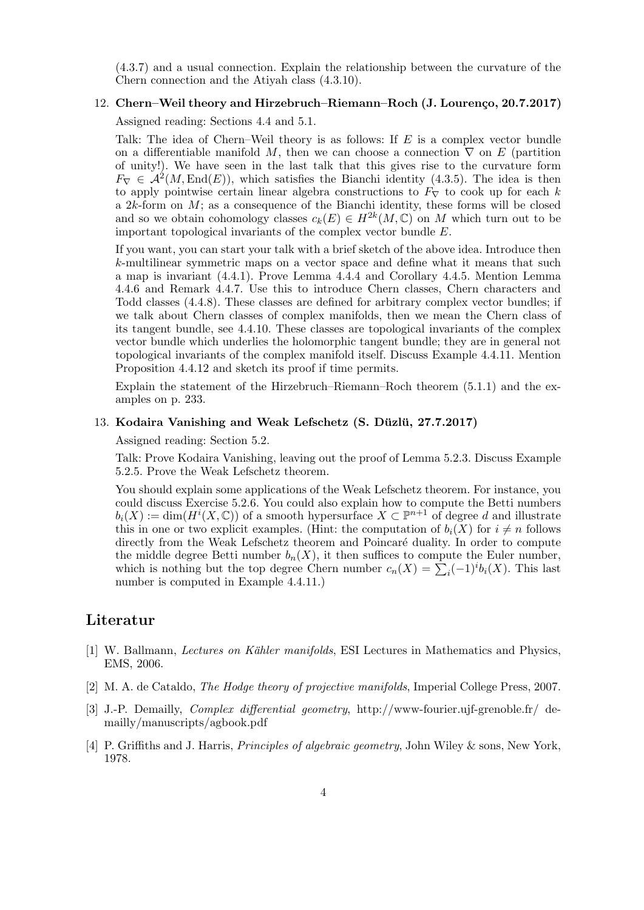(4.3.7) and a usual connection. Explain the relationship between the curvature of the Chern connection and the Atiyah class (4.3.10).

12. **Chern–Weil theory and Hirzebruch–Riemann–Roch (J. Lourenço, 20.7.2017)**

    Assigned reading: Sections 4.4 and 5.1.

    Talk: The idea of Chern–Weil theory is as follows: If $E$ is a complex vector bundle on a differentiable manifold $M$, then we can choose a connection $\nabla$ on $E$ (partition of unity!). We have seen in the last talk that this gives rise to the curvature form $F_\nabla \in \mathcal{A}^2(M, \mathrm{End}(E))$, which satisfies the Bianchi identity (4.3.5). The idea is then to apply pointwise certain linear algebra constructions to $F_\nabla$ to cook up for each $k$ a $2k$-form on $M$; as a consequence of the Bianchi identity, these forms will be closed and so we obtain cohomology classes $c_k(E) \in H^{2k}(M, \mathbb{C})$ on $M$ which turn out to be important topological invariants of the complex vector bundle $E$.

    If you want, you can start your talk with a brief sketch of the above idea. Introduce then $k$-multilinear symmetric maps on a vector space and define what it means that such a map is invariant (4.4.1). Prove Lemma 4.4.4 and Corollary 4.4.5. Mention Lemma 4.4.6 and Remark 4.4.7. Use this to introduce Chern classes, Chern characters and Todd classes (4.4.8). These classes are defined for arbitrary complex vector bundles; if we talk about Chern classes of complex manifolds, then we mean the Chern class of its tangent bundle, see 4.4.10. These classes are topological invariants of the complex vector bundle which underlies the holomorphic tangent bundle; they are in general not topological invariants of the complex manifold itself. Discuss Example 4.4.11. Mention Proposition 4.4.12 and sketch its proof if time permits.

    Explain the statement of the Hirzebruch–Riemann–Roch theorem (5.1.1) and the examples on p. 233.

13. **Kodaira Vanishing and Weak Lefschetz (S. Düzlü, 27.7.2017)**

    Assigned reading: Section 5.2.

    Talk: Prove Kodaira Vanishing, leaving out the proof of Lemma 5.2.3. Discuss Example 5.2.5. Prove the Weak Lefschetz theorem.

    You should explain some applications of the Weak Lefschetz theorem. For instance, you could discuss Exercise 5.2.6. You could also explain how to compute the Betti numbers $b_i(X) := \dim(H^i(X, \mathbb{C}))$ of a smooth hypersurface $X \subset \mathbb{P}^{n+1}$ of degree $d$ and illustrate this in one or two explicit examples. (Hint: the computation of $b_i(X)$ for $i \neq n$ follows directly from the Weak Lefschetz theorem and Poincaré duality. In order to compute the middle degree Betti number $b_n(X)$, it then suffices to compute the Euler number, which is nothing but the top degree Chern number $c_n(X) = \sum_i (-1)^i b_i(X)$. This last number is computed in Example 4.4.11.)

# Literatur

[1] W. Ballmann, *Lectures on Kähler manifolds*, ESI Lectures in Mathematics and Physics, EMS, 2006.

[2] M. A. de Cataldo, *The Hodge theory of projective manifolds*, Imperial College Press, 2007.

[3] J.-P. Demailly, *Complex differential geometry*, http://www-fourier.ujf-grenoble.fr/ demailly/manuscripts/agbook.pdf

[4] P. Griffiths and J. Harris, *Principles of algebraic geometry*, John Wiley & sons, New York, 1978.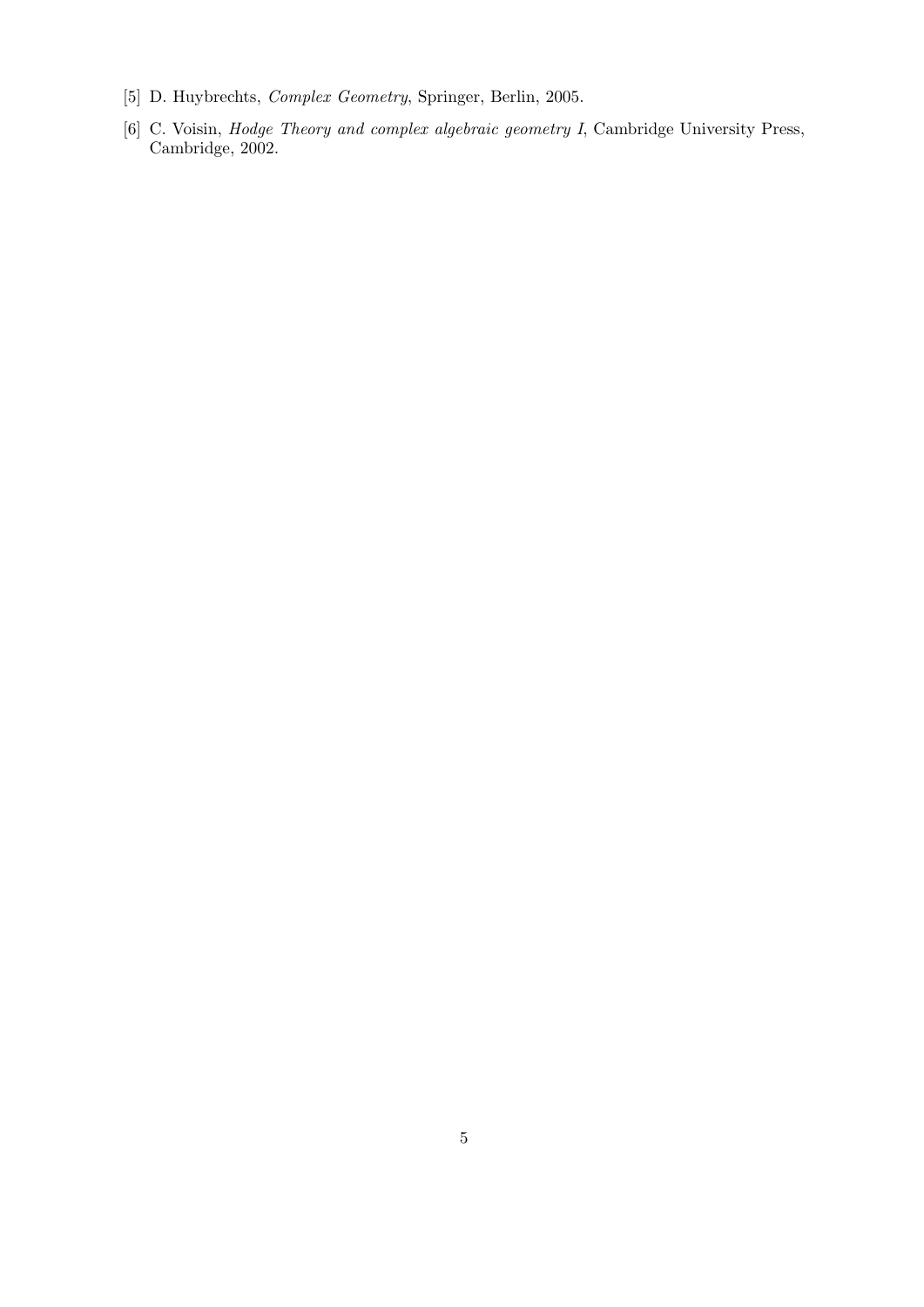[5] D. Huybrechts, *Complex Geometry*, Springer, Berlin, 2005.

[6] C. Voisin, *Hodge Theory and complex algebraic geometry I*, Cambridge University Press, Cambridge, 2002.